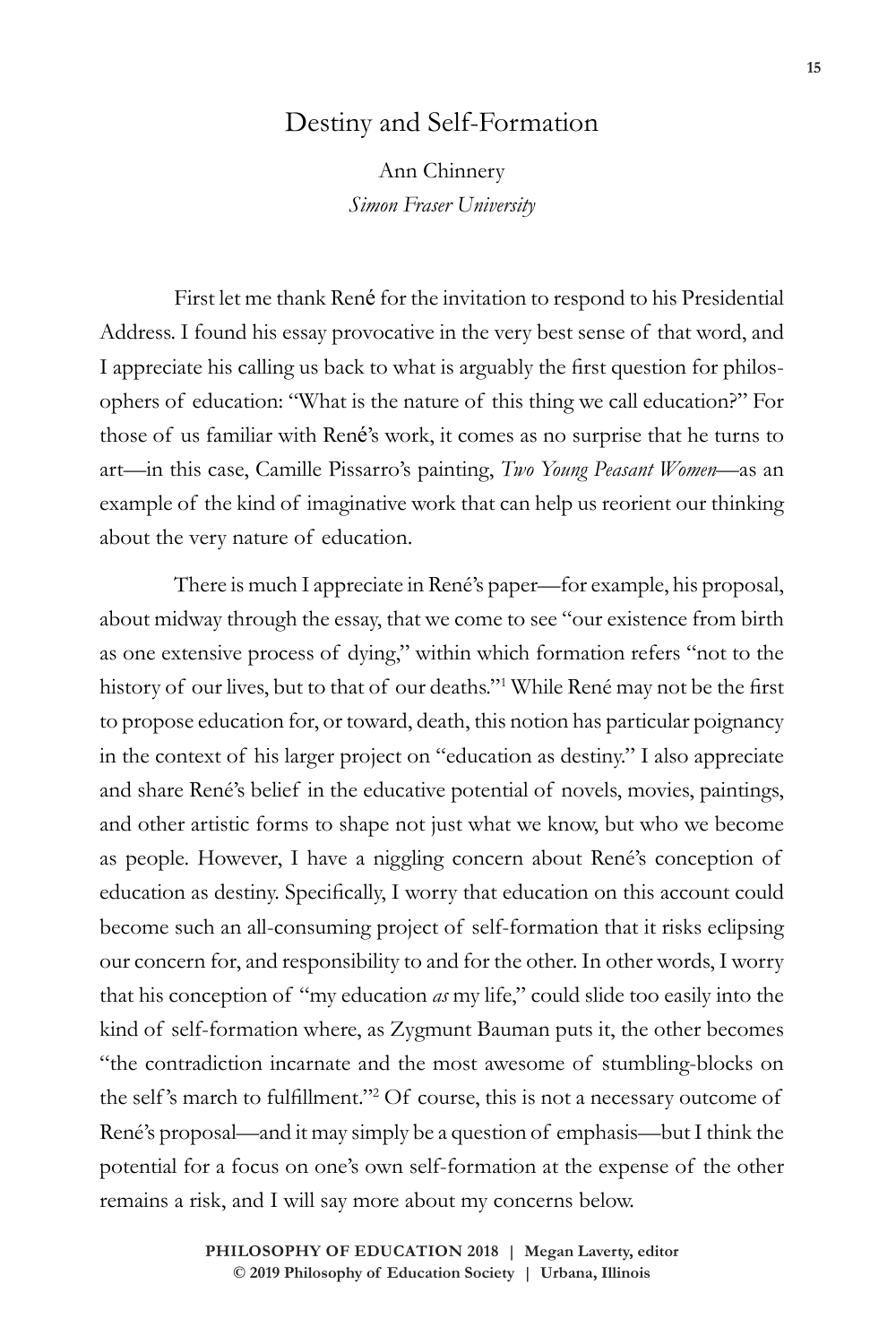# Destiny and Self-Formation

Ann Chinnery
*Simon Fraser University*

First let me thank René for the invitation to respond to his Presidential Address. I found his essay provocative in the very best sense of that word, and I appreciate his calling us back to what is arguably the first question for philosophers of education: "What is the nature of this thing we call education?" For those of us familiar with René's work, it comes as no surprise that he turns to art—in this case, Camille Pissarro's painting, *Two Young Peasant Women*—as an example of the kind of imaginative work that can help us reorient our thinking about the very nature of education.

There is much I appreciate in René's paper—for example, his proposal, about midway through the essay, that we come to see "our existence from birth as one extensive process of dying," within which formation refers "not to the history of our lives, but to that of our deaths."[1] While René may not be the first to propose education for, or toward, death, this notion has particular poignancy in the context of his larger project on "education as destiny." I also appreciate and share René's belief in the educative potential of novels, movies, paintings, and other artistic forms to shape not just what we know, but who we become as people. However, I have a niggling concern about René's conception of education as destiny. Specifically, I worry that education on this account could become such an all-consuming project of self-formation that it risks eclipsing our concern for, and responsibility to and for the other. In other words, I worry that his conception of "my education *as* my life," could slide too easily into the kind of self-formation where, as Zygmunt Bauman puts it, the other becomes "the contradiction incarnate and the most awesome of stumbling-blocks on the self's march to fulfillment."[2] Of course, this is not a necessary outcome of René's proposal—and it may simply be a question of emphasis—but I think the potential for a focus on one's own self-formation at the expense of the other remains a risk, and I will say more about my concerns below.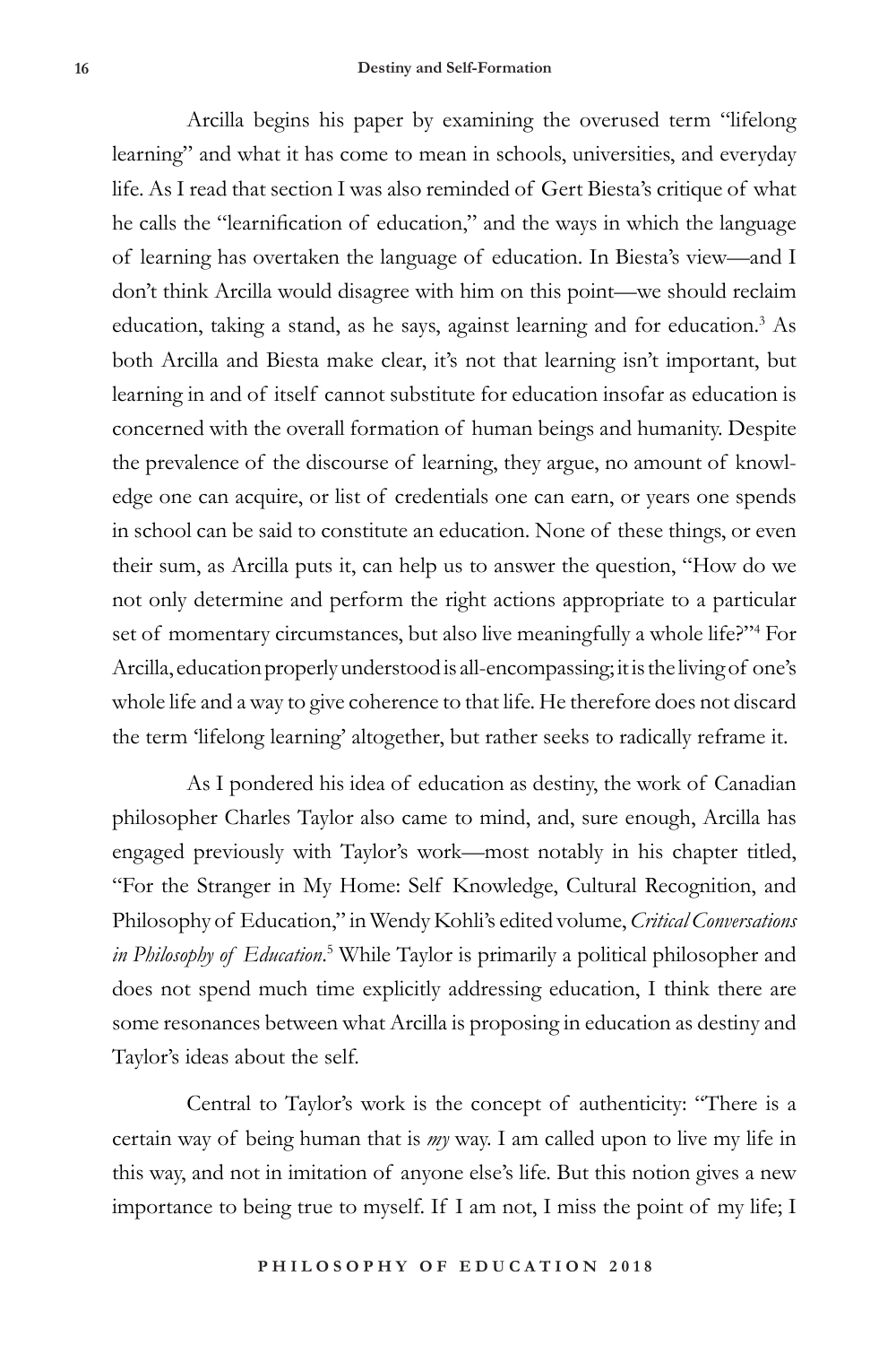Arcilla begins his paper by examining the overused term "lifelong learning" and what it has come to mean in schools, universities, and everyday life. As I read that section I was also reminded of Gert Biesta's critique of what he calls the "learnification of education," and the ways in which the language of learning has overtaken the language of education. In Biesta's view—and I don't think Arcilla would disagree with him on this point—we should reclaim education, taking a stand, as he says, against learning and for education.[3] As both Arcilla and Biesta make clear, it's not that learning isn't important, but learning in and of itself cannot substitute for education insofar as education is concerned with the overall formation of human beings and humanity. Despite the prevalence of the discourse of learning, they argue, no amount of knowledge one can acquire, or list of credentials one can earn, or years one spends in school can be said to constitute an education. None of these things, or even their sum, as Arcilla puts it, can help us to answer the question, "How do we not only determine and perform the right actions appropriate to a particular set of momentary circumstances, but also live meaningfully a whole life?"[4] For Arcilla, education properly understood is all-encompassing; it is the living of one's whole life and a way to give coherence to that life. He therefore does not discard the term 'lifelong learning' altogether, but rather seeks to radically reframe it.

As I pondered his idea of education as destiny, the work of Canadian philosopher Charles Taylor also came to mind, and, sure enough, Arcilla has engaged previously with Taylor's work—most notably in his chapter titled, "For the Stranger in My Home: Self Knowledge, Cultural Recognition, and Philosophy of Education," in Wendy Kohli's edited volume, *Critical Conversations in Philosophy of Education*.[5] While Taylor is primarily a political philosopher and does not spend much time explicitly addressing education, I think there are some resonances between what Arcilla is proposing in education as destiny and Taylor's ideas about the self.

Central to Taylor's work is the concept of authenticity: "There is a certain way of being human that is *my* way. I am called upon to live my life in this way, and not in imitation of anyone else's life. But this notion gives a new importance to being true to myself. If I am not, I miss the point of my life; I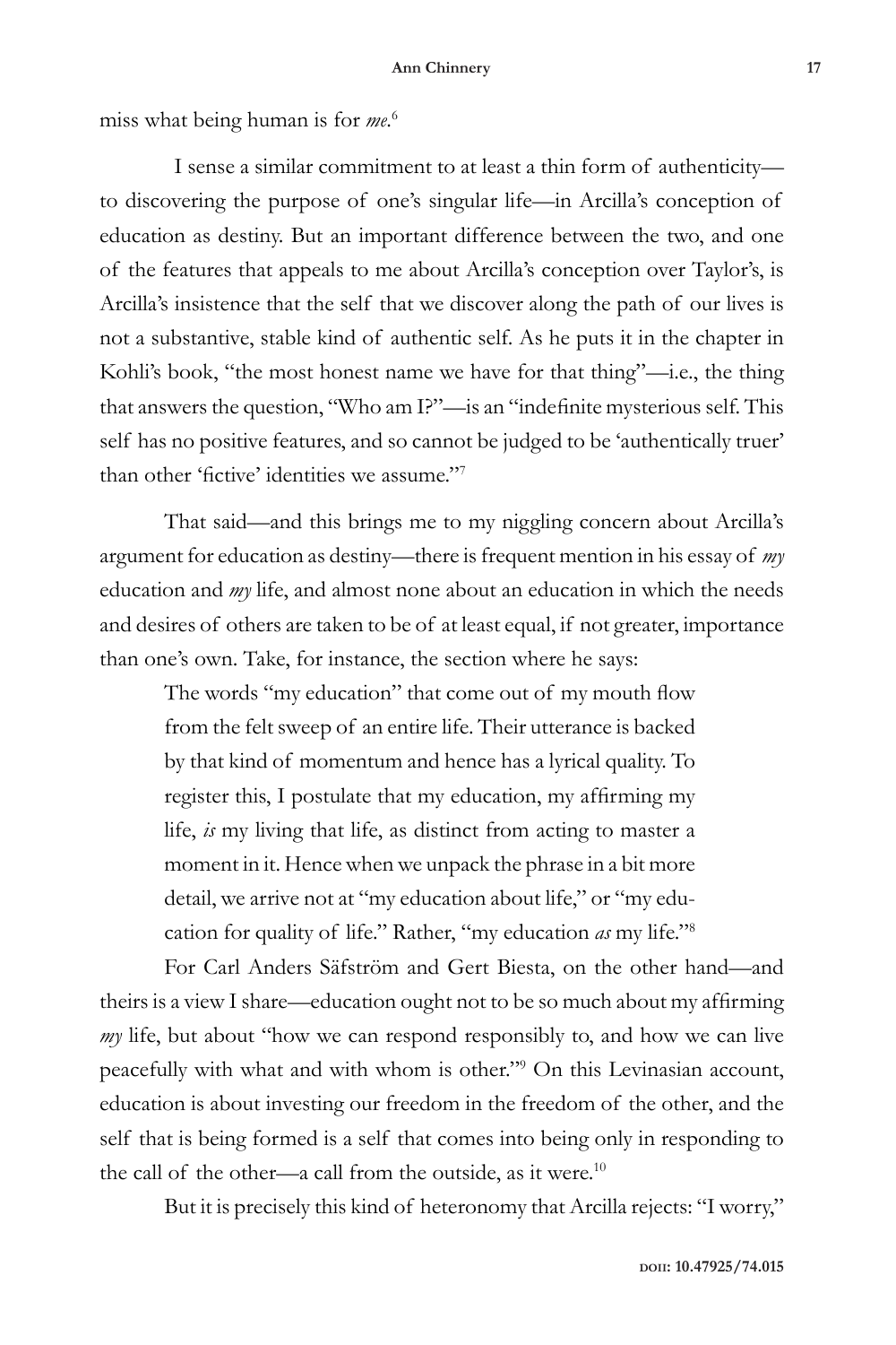miss what being human is for *me*.[6]

I sense a similar commitment to at least a thin form of authenticity—to discovering the purpose of one's singular life—in Arcilla's conception of education as destiny. But an important difference between the two, and one of the features that appeals to me about Arcilla's conception over Taylor's, is Arcilla's insistence that the self that we discover along the path of our lives is not a substantive, stable kind of authentic self. As he puts it in the chapter in Kohli's book, "the most honest name we have for that thing"—i.e., the thing that answers the question, "Who am I?"—is an "indefinite mysterious self. This self has no positive features, and so cannot be judged to be 'authentically truer' than other 'fictive' identities we assume."[7]

That said—and this brings me to my niggling concern about Arcilla's argument for education as destiny—there is frequent mention in his essay of *my* education and *my* life, and almost none about an education in which the needs and desires of others are taken to be of at least equal, if not greater, importance than one's own. Take, for instance, the section where he says:

> The words "my education" that come out of my mouth flow from the felt sweep of an entire life. Their utterance is backed by that kind of momentum and hence has a lyrical quality. To register this, I postulate that my education, my affirming my life, *is* my living that life, as distinct from acting to master a moment in it. Hence when we unpack the phrase in a bit more detail, we arrive not at "my education about life," or "my education for quality of life." Rather, "my education *as* my life."[8]

For Carl Anders Säfström and Gert Biesta, on the other hand—and theirs is a view I share—education ought not to be so much about my affirming *my* life, but about "how we can respond responsibly to, and how we can live peacefully with what and with whom is other."[9] On this Levinasian account, education is about investing our freedom in the freedom of the other, and the self that is being formed is a self that comes into being only in responding to the call of the other—a call from the outside, as it were.[10]

But it is precisely this kind of heteronomy that Arcilla rejects: "I worry,"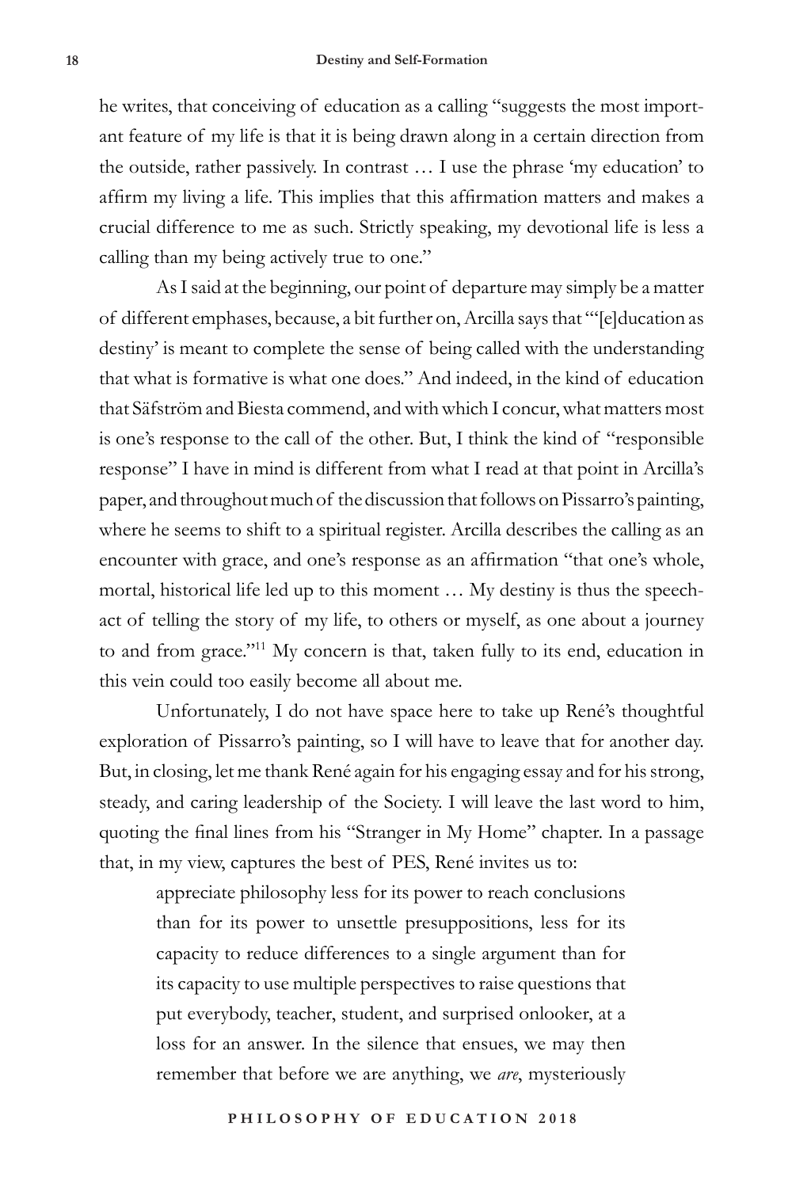he writes, that conceiving of education as a calling "suggests the most important feature of my life is that it is being drawn along in a certain direction from the outside, rather passively. In contrast … I use the phrase 'my education' to affirm my living a life. This implies that this affirmation matters and makes a crucial difference to me as such. Strictly speaking, my devotional life is less a calling than my being actively true to one."

As I said at the beginning, our point of departure may simply be a matter of different emphases, because, a bit further on, Arcilla says that "'[e]ducation as destiny' is meant to complete the sense of being called with the understanding that what is formative is what one does." And indeed, in the kind of education that Säfström and Biesta commend, and with which I concur, what matters most is one's response to the call of the other. But, I think the kind of "responsible response" I have in mind is different from what I read at that point in Arcilla's paper, and throughout much of the discussion that follows on Pissarro's painting, where he seems to shift to a spiritual register. Arcilla describes the calling as an encounter with grace, and one's response as an affirmation "that one's whole, mortal, historical life led up to this moment … My destiny is thus the speech-act of telling the story of my life, to others or myself, as one about a journey to and from grace."[11] My concern is that, taken fully to its end, education in this vein could too easily become all about me.

Unfortunately, I do not have space here to take up René's thoughtful exploration of Pissarro's painting, so I will have to leave that for another day. But, in closing, let me thank René again for his engaging essay and for his strong, steady, and caring leadership of the Society. I will leave the last word to him, quoting the final lines from his "Stranger in My Home" chapter. In a passage that, in my view, captures the best of PES, René invites us to:

> appreciate philosophy less for its power to reach conclusions than for its power to unsettle presuppositions, less for its capacity to reduce differences to a single argument than for its capacity to use multiple perspectives to raise questions that put everybody, teacher, student, and surprised onlooker, at a loss for an answer. In the silence that ensues, we may then remember that before we are anything, we *are*, mysteriously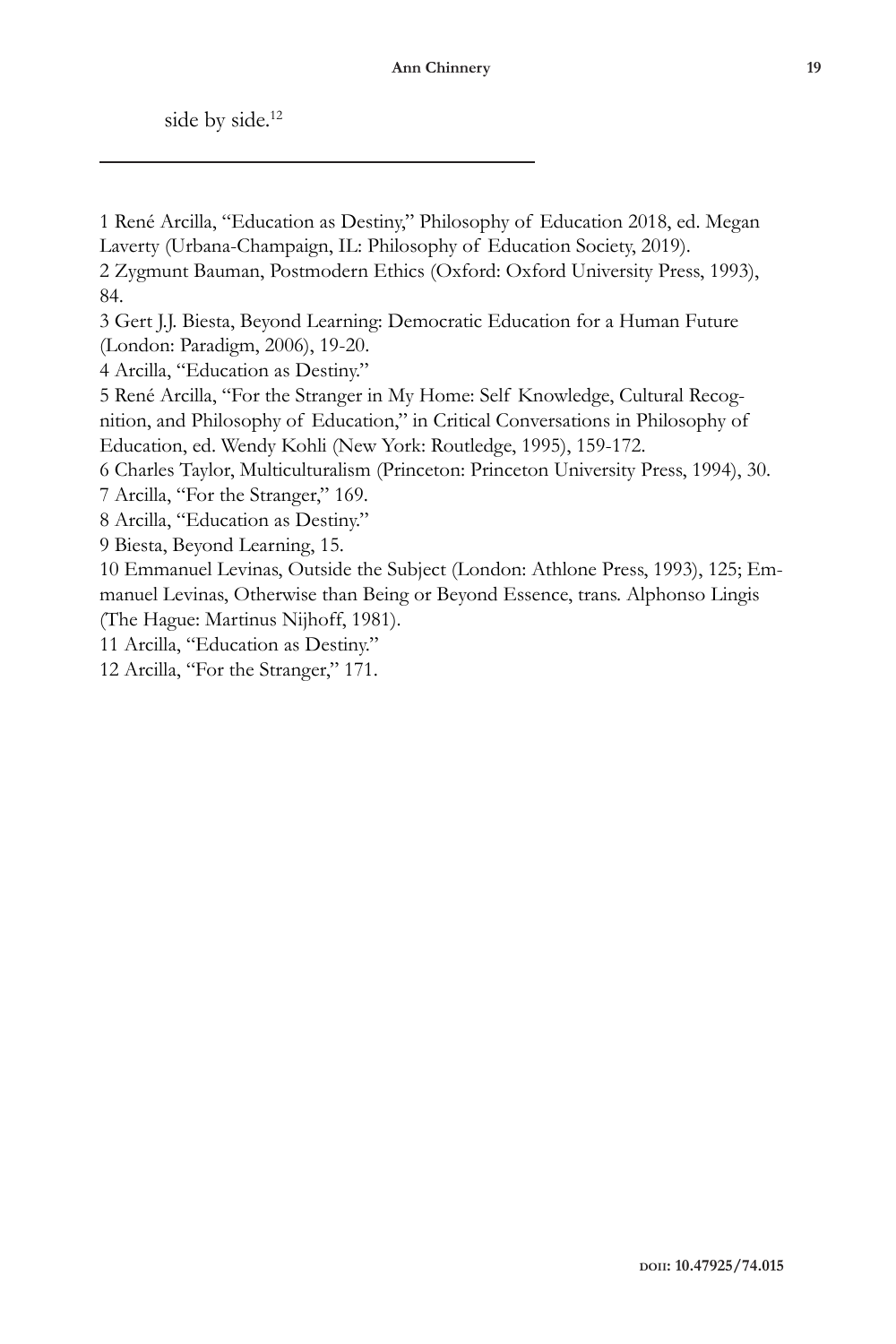side by side.[12]

---

1 René Arcilla, "Education as Destiny," Philosophy of Education 2018, ed. Megan Laverty (Urbana-Champaign, IL: Philosophy of Education Society, 2019).

2 Zygmunt Bauman, Postmodern Ethics (Oxford: Oxford University Press, 1993), 84.

3 Gert J.J. Biesta, Beyond Learning: Democratic Education for a Human Future (London: Paradigm, 2006), 19-20.

4 Arcilla, "Education as Destiny."

5 René Arcilla, "For the Stranger in My Home: Self Knowledge, Cultural Recognition, and Philosophy of Education," in Critical Conversations in Philosophy of Education, ed. Wendy Kohli (New York: Routledge, 1995), 159-172.

6 Charles Taylor, Multiculturalism (Princeton: Princeton University Press, 1994), 30.

7 Arcilla, "For the Stranger," 169.

8 Arcilla, "Education as Destiny."

9 Biesta, Beyond Learning, 15.

10 Emmanuel Levinas, Outside the Subject (London: Athlone Press, 1993), 125; Emmanuel Levinas, Otherwise than Being or Beyond Essence, trans. Alphonso Lingis (The Hague: Martinus Nijhoff, 1981).

11 Arcilla, "Education as Destiny."

12 Arcilla, "For the Stranger," 171.